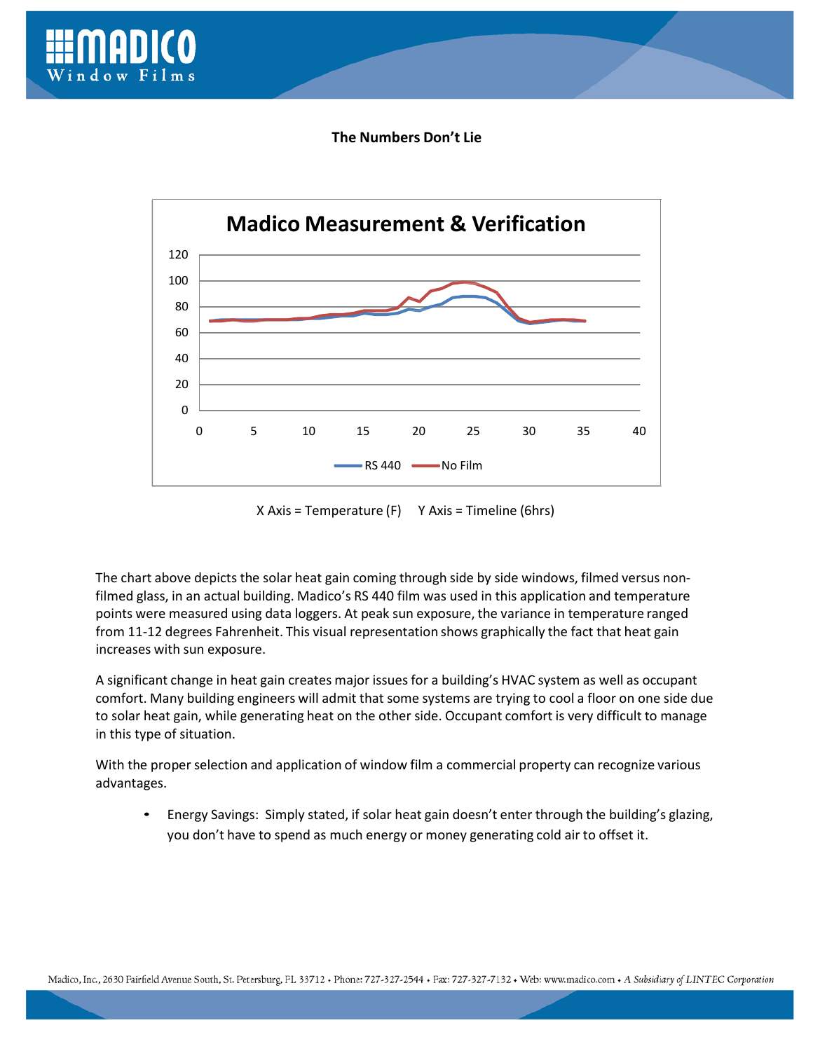## The Numbers Don't Lie

**Madico Measurement & Verification**

X Axis = Temperature (F)     Y Axis = Timeline (6hrs)

The chart above depicts the solar heat gain coming through side by side windows, filmed versus non-filmed glass, in an actual building. Madico's RS 440 film was used in this application and temperature points were measured using data loggers. At peak sun exposure, the variance in temperature ranged from 11-12 degrees Fahrenheit. This visual representation shows graphically the fact that heat gain increases with sun exposure.

A significant change in heat gain creates major issues for a building's HVAC system as well as occupant comfort. Many building engineers will admit that some systems are trying to cool a floor on one side due to solar heat gain, while generating heat on the other side. Occupant comfort is very difficult to manage in this type of situation.

With the proper selection and application of window film a commercial property can recognize various advantages.

- Energy Savings: Simply stated, if solar heat gain doesn't enter through the building's glazing, you don't have to spend as much energy or money generating cold air to offset it.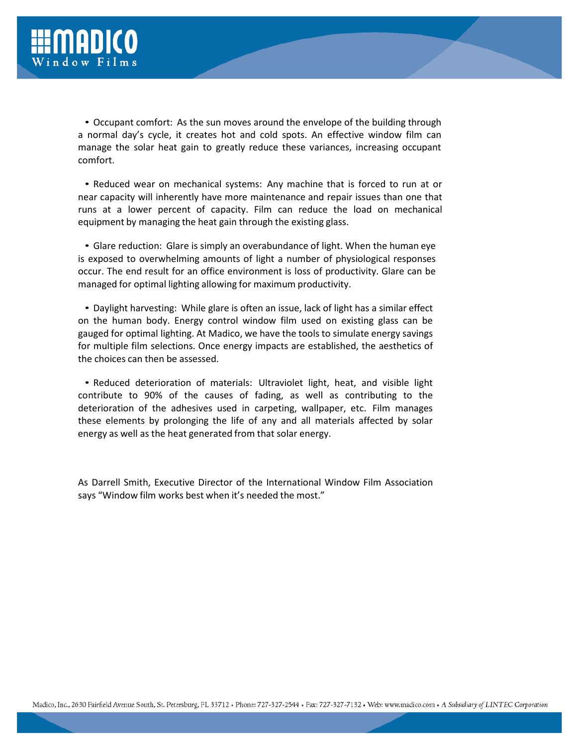- Occupant comfort: As the sun moves around the envelope of the building through a normal day's cycle, it creates hot and cold spots. An effective window film can manage the solar heat gain to greatly reduce these variances, increasing occupant comfort.

- Reduced wear on mechanical systems: Any machine that is forced to run at or near capacity will inherently have more maintenance and repair issues than one that runs at a lower percent of capacity. Film can reduce the load on mechanical equipment by managing the heat gain through the existing glass.

- Glare reduction: Glare is simply an overabundance of light. When the human eye is exposed to overwhelming amounts of light a number of physiological responses occur. The end result for an office environment is loss of productivity. Glare can be managed for optimal lighting allowing for maximum productivity.

- Daylight harvesting: While glare is often an issue, lack of light has a similar effect on the human body. Energy control window film used on existing glass can be gauged for optimal lighting. At Madico, we have the tools to simulate energy savings for multiple film selections. Once energy impacts are established, the aesthetics of the choices can then be assessed.

- Reduced deterioration of materials: Ultraviolet light, heat, and visible light contribute to 90% of the causes of fading, as well as contributing to the deterioration of the adhesives used in carpeting, wallpaper, etc. Film manages these elements by prolonging the life of any and all materials affected by solar energy as well as the heat generated from that solar energy.

As Darrell Smith, Executive Director of the International Window Film Association says "Window film works best when it's needed the most."